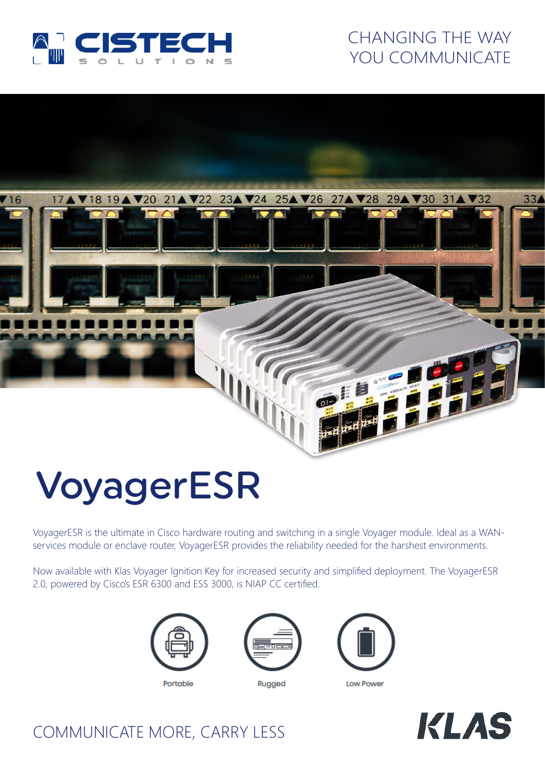CISTECH SOLUTIONS

CHANGING THE WAY YOU COMMUNICATE

# VoyagerESR

VoyagerESR is the ultimate in Cisco hardware routing and switching in a single Voyager module. Ideal as a WAN-services module or enclave router, VoyagerESR provides the reliability needed for the harshest environments.

Now available with Klas Voyager Ignition Key for increased security and simplified deployment. The VoyagerESR 2.0, powered by Cisco's ESR 6300 and ESS 3000, is NIAP CC certified.

Portable

Rugged

Low Power

COMMUNICATE MORE, CARRY LESS

KLAS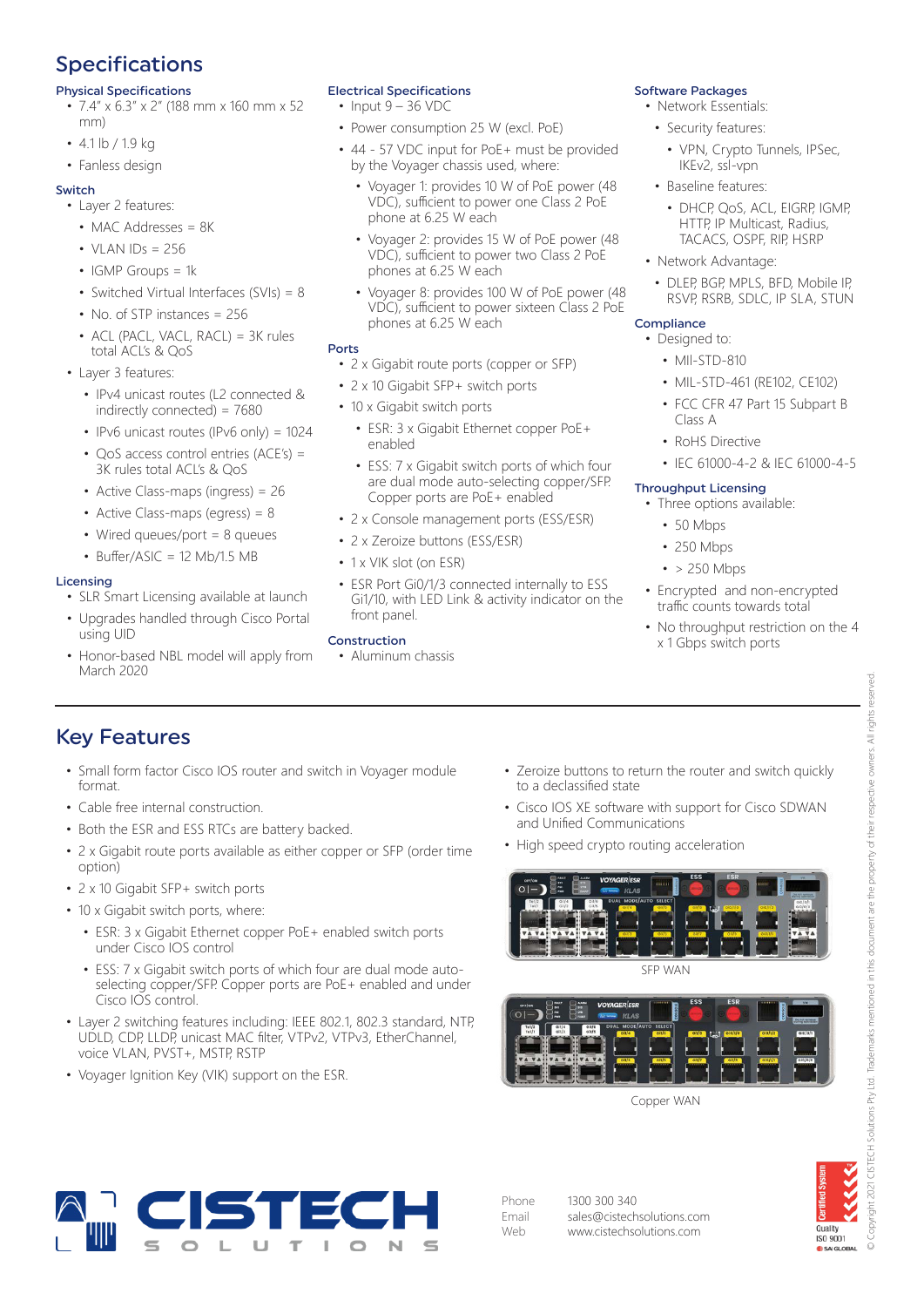# Specifications

## Physical Specifications

- 7.4" x 6.3" x 2" (188 mm x 160 mm x 52 mm)
- 4.1 lb / 1.9 kg
- Fanless design

## Switch

- Layer 2 features:
  - MAC Addresses = 8K
  - VLAN IDs = 256
  - IGMP Groups = 1k
  - Switched Virtual Interfaces (SVIs) = 8
  - No. of STP instances = 256
  - ACL (PACL, VACL, RACL) = 3K rules total ACL's & QoS
- Layer 3 features:
  - IPv4 unicast routes (L2 connected & indirectly connected) = 7680
  - IPv6 unicast routes (IPv6 only) = 1024
  - QoS access control entries (ACE's) = 3K rules total ACL's & QoS
  - Active Class-maps (ingress) = 26
  - Active Class-maps (egress) = 8
  - Wired queues/port = 8 queues
  - Buffer/ASIC = 12 Mb/1.5 MB

## Licensing

- SLR Smart Licensing available at launch
- Upgrades handled through Cisco Portal using UID
- Honor-based NBL model will apply from March 2020

## Electrical Specifications

- Input 9 – 36 VDC
- Power consumption 25 W (excl. PoE)
- 44 - 57 VDC input for PoE+ must be provided by the Voyager chassis used, where:
  - Voyager 1: provides 10 W of PoE power (48 VDC), sufficient to power one Class 2 PoE phone at 6.25 W each
  - Voyager 2: provides 15 W of PoE power (48 VDC), sufficient to power two Class 2 PoE phones at 6.25 W each
  - Voyager 8: provides 100 W of PoE power (48 VDC), sufficient to power sixteen Class 2 PoE phones at 6.25 W each

## Ports

- 2 x Gigabit route ports (copper or SFP)
- 2 x 10 Gigabit SFP+ switch ports
- 10 x Gigabit switch ports
  - ESR: 3 x Gigabit Ethernet copper PoE+ enabled
  - ESS: 7 x Gigabit switch ports of which four are dual mode auto-selecting copper/SFP. Copper ports are PoE+ enabled
- 2 x Console management ports (ESS/ESR)
- 2 x Zeroize buttons (ESS/ESR)
- 1 x VIK slot (on ESR)
- ESR Port Gi0/1/3 connected internally to ESS Gi1/10, with LED Link & activity indicator on the front panel.

## Construction

- Aluminum chassis

## Software Packages

- Network Essentials:
  - Security features:
    - VPN, Crypto Tunnels, IPSec, IKEv2, ssl-vpn
  - Baseline features:
    - DHCP, QoS, ACL, EIGRP, IGMP, HTTP, IP Multicast, Radius, TACACS, OSPF, RIP, HSRP
- Network Advantage:
  - DLEP, BGP, MPLS, BFD, Mobile IP, RSVP, RSRB, SDLC, IP SLA, STUN

## Compliance

- Designed to:
  - MIl-STD-810
  - MIL-STD-461 (RE102, CE102)
  - FCC CFR 47 Part 15 Subpart B Class A
  - RoHS Directive
  - IEC 61000-4-2 & IEC 61000-4-5

## Throughput Licensing

- Three options available:
  - 50 Mbps
  - 250 Mbps
  - > 250 Mbps
- Encrypted and non-encrypted traffic counts towards total
- No throughput restriction on the 4 x 1 Gbps switch ports

# Key Features

- Small form factor Cisco IOS router and switch in Voyager module format.
- Cable free internal construction.
- Both the ESR and ESS RTCs are battery backed.
- 2 x Gigabit route ports available as either copper or SFP (order time option)
- 2 x 10 Gigabit SFP+ switch ports
- 10 x Gigabit switch ports, where:
  - ESR: 3 x Gigabit Ethernet copper PoE+ enabled switch ports under Cisco IOS control
  - ESS: 7 x Gigabit switch ports of which four are dual mode auto-selecting copper/SFP. Copper ports are PoE+ enabled and under Cisco IOS control.
- Layer 2 switching features including: IEEE 802.1, 802.3 standard, NTP, UDLD, CDP, LLDP, unicast MAC filter, VTPv2, VTPv3, EtherChannel, voice VLAN, PVST+, MSTP, RSTP
- Voyager Ignition Key (VIK) support on the ESR.
- Zeroize buttons to return the router and switch quickly to a declassified state
- Cisco IOS XE software with support for Cisco SDWAN and Unified Communications
- High speed crypto routing acceleration

SFP WAN

Copper WAN

CISTECH SOLUTIONS

Phone 1300 300 340
Email sales@cistechsolutions.com
Web www.cistechsolutions.com

Certified System Quality ISO 9001 SAI GLOBAL

© Copyright 2021 CISTECH Solutions Pty Ltd. Trademarks mentioned in this document are the property of their respective owners. All rights reserved.